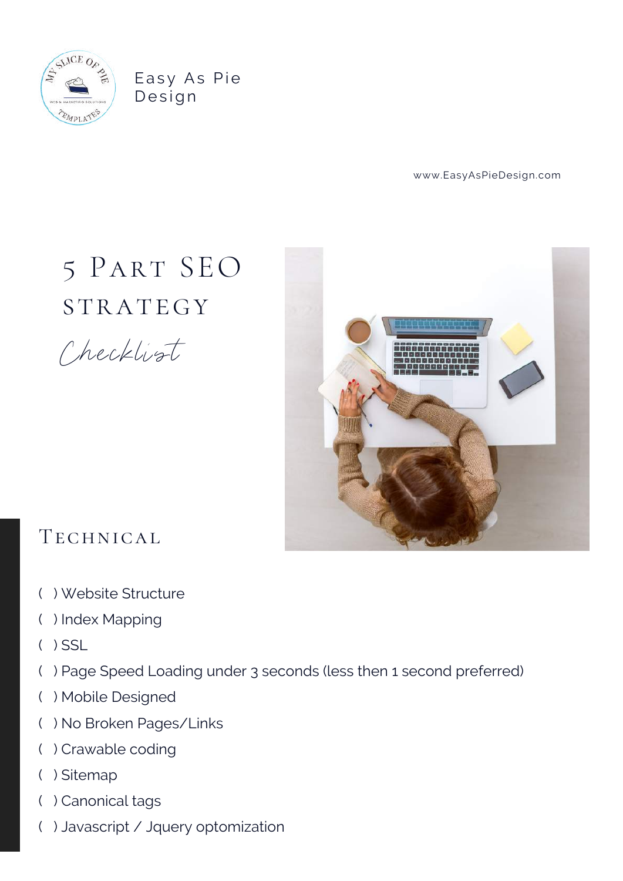Easy As Pie Design

www.EasyAsPieDesign.com

# 5 Part SEO Strategy

*Checklist*

## Technical

( ) Website Structure

( ) Index Mapping

( ) SSL

( ) Page Speed Loading under 3 seconds (less then 1 second preferred)

( ) Mobile Designed

( ) No Broken Pages/Links

( ) Crawable coding

( ) Sitemap

( ) Canonical tags

( ) Javascript / Jquery optomization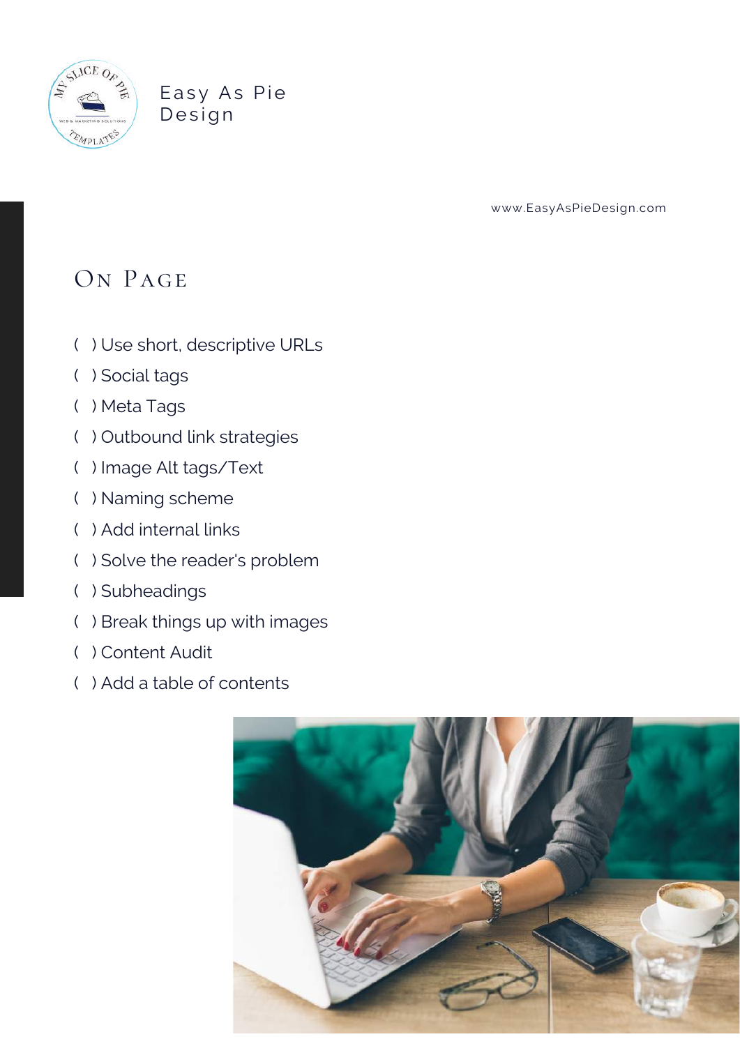Easy As Pie Design

www.EasyAsPieDesign.com

# On Page

( ) Use short, descriptive URLs

( ) Social tags

( ) Meta Tags

( ) Outbound link strategies

( ) Image Alt tags/Text

( ) Naming scheme

( ) Add internal links

( ) Solve the reader's problem

( ) Subheadings

( ) Break things up with images

( ) Content Audit

( ) Add a table of contents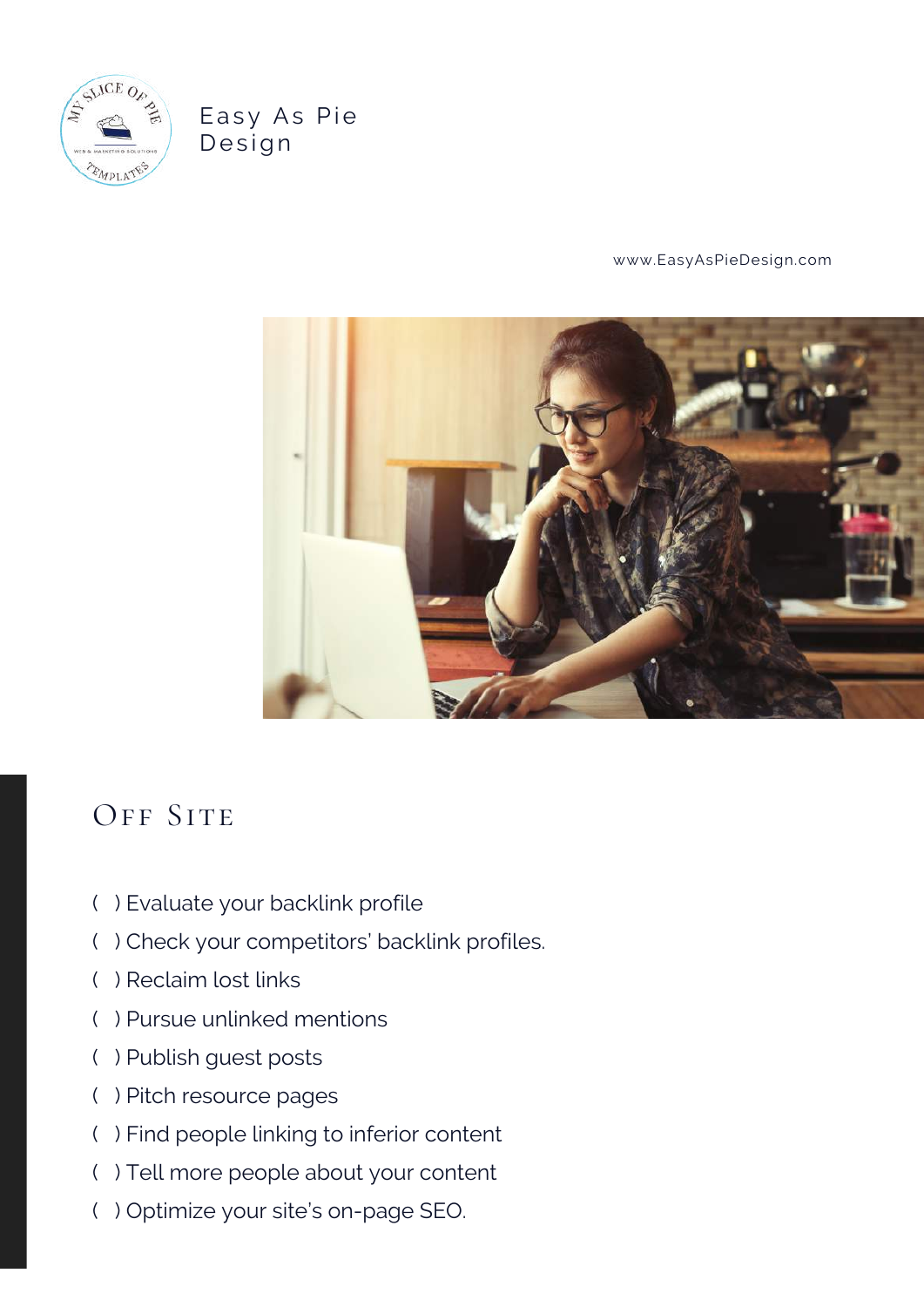Easy As Pie Design

www.EasyAsPieDesign.com

## Off Site

( ) Evaluate your backlink profile

( ) Check your competitors' backlink profiles.

( ) Reclaim lost links

( ) Pursue unlinked mentions

( ) Publish guest posts

( ) Pitch resource pages

( ) Find people linking to inferior content

( ) Tell more people about your content

( ) Optimize your site's on-page SEO.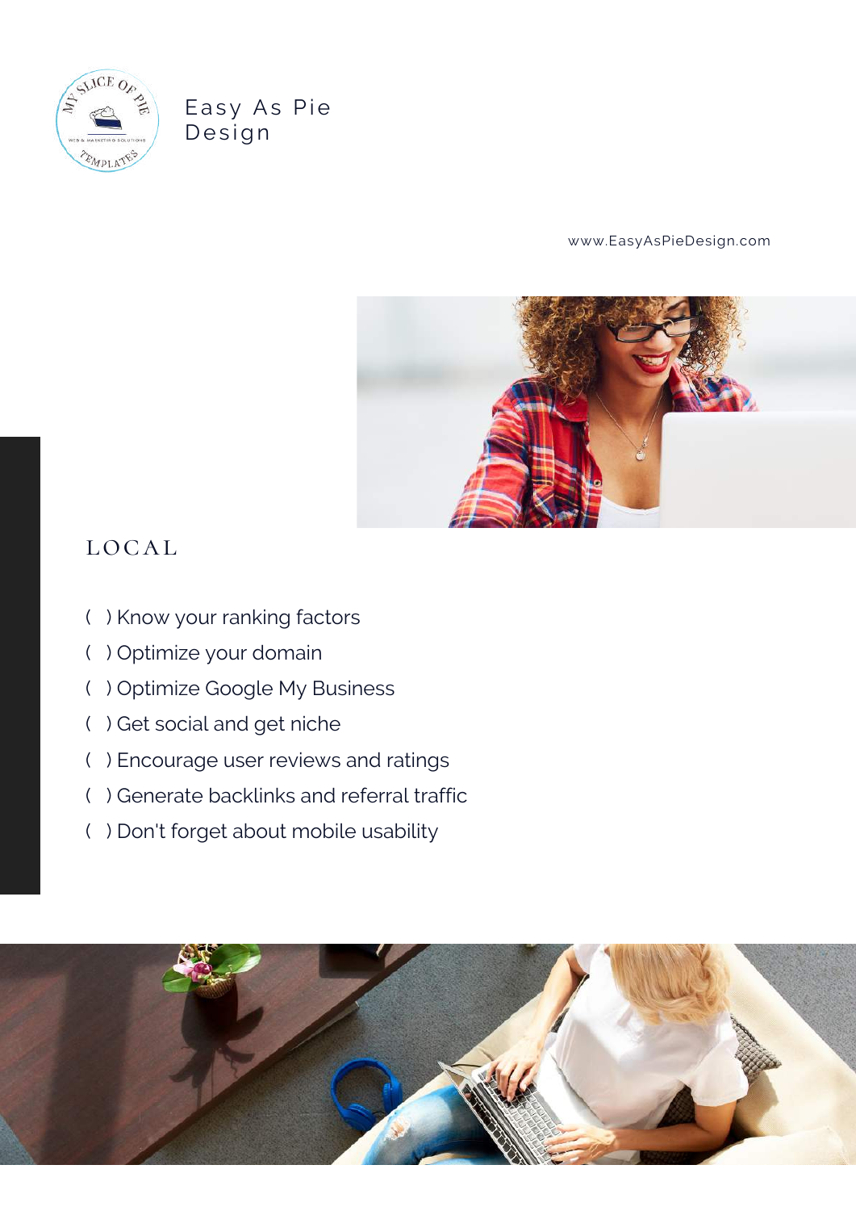Easy As Pie Design

www.EasyAsPieDesign.com

## LOCAL

( ) Know your ranking factors

( ) Optimize your domain

( ) Optimize Google My Business

( ) Get social and get niche

( ) Encourage user reviews and ratings

( ) Generate backlinks and referral traffic

( ) Don't forget about mobile usability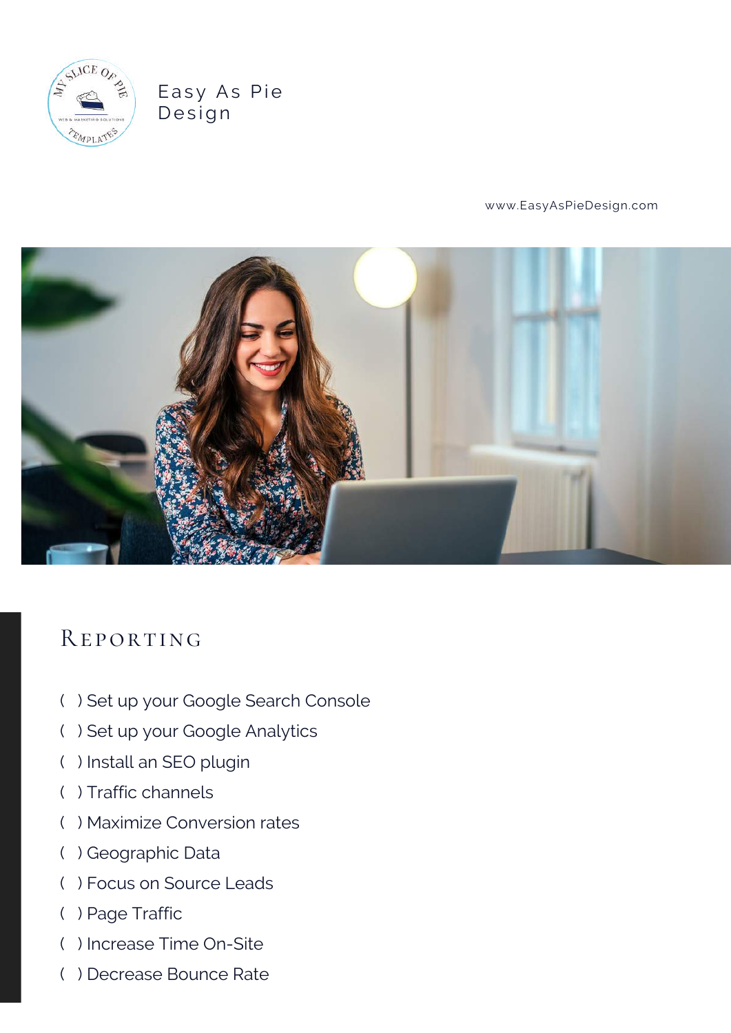Easy As Pie Design

www.EasyAsPieDesign.com

## Reporting

( ) Set up your Google Search Console

( ) Set up your Google Analytics

( ) Install an SEO plugin

( ) Traffic channels

( ) Maximize Conversion rates

( ) Geographic Data

( ) Focus on Source Leads

( ) Page Traffic

( ) Increase Time On-Site

( ) Decrease Bounce Rate